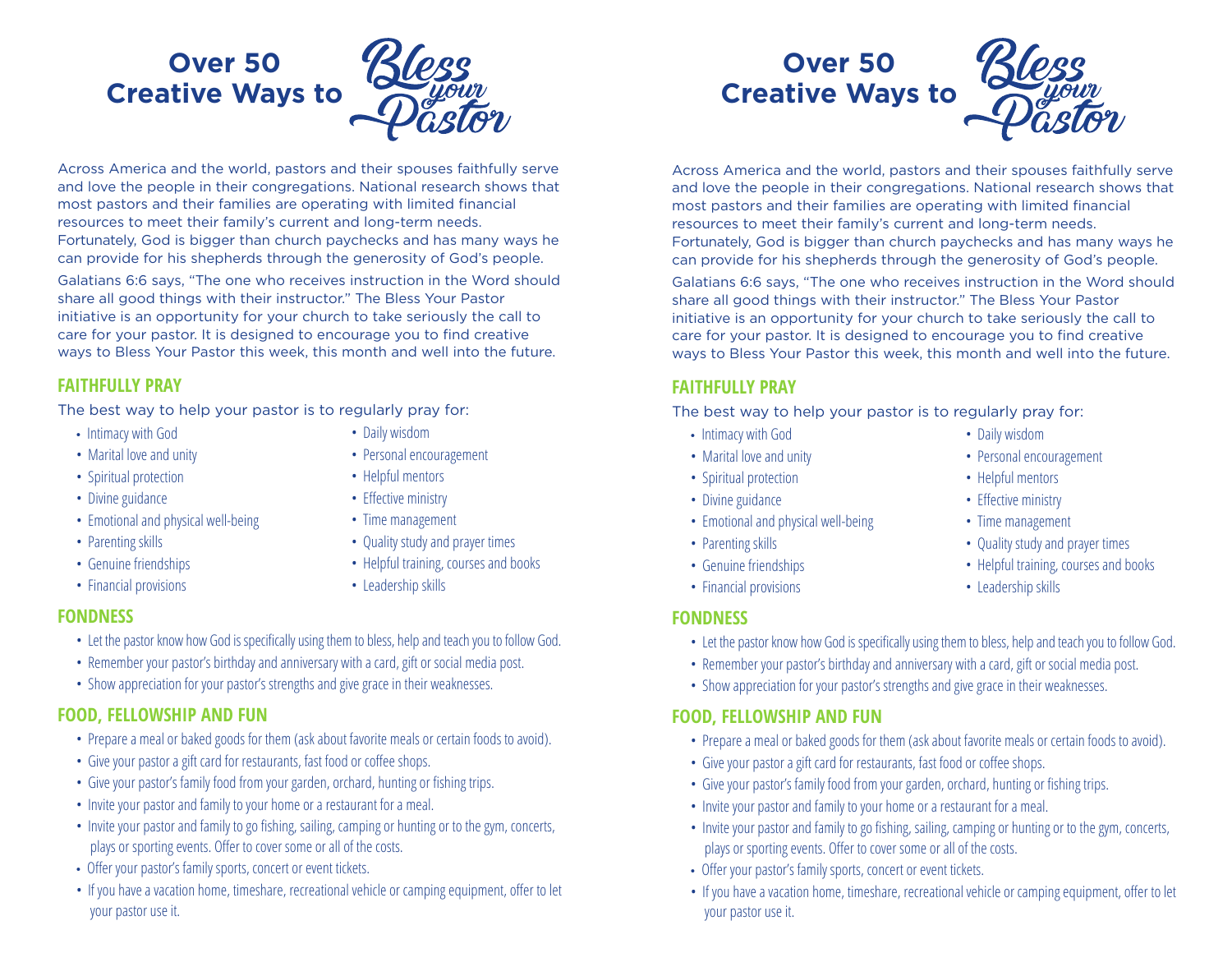# Over 50 Creative Ways to Bless your Pastor

Across America and the world, pastors and their spouses faithfully serve and love the people in their congregations. National research shows that most pastors and their families are operating with limited financial resources to meet their family's current and long-term needs. Fortunately, God is bigger than church paychecks and has many ways he can provide for his shepherds through the generosity of God's people.

Galatians 6:6 says, "The one who receives instruction in the Word should share all good things with their instructor." The Bless Your Pastor initiative is an opportunity for your church to take seriously the call to care for your pastor. It is designed to encourage you to find creative ways to Bless Your Pastor this week, this month and well into the future.

## FAITHFULLY PRAY

The best way to help your pastor is to regularly pray for:

- Intimacy with God
- Marital love and unity
- Spiritual protection
- Divine guidance
- Emotional and physical well-being
- Parenting skills
- Genuine friendships
- Financial provisions
- Daily wisdom
- Personal encouragement
- Helpful mentors
- Effective ministry
- Time management
- Quality study and prayer times
- Helpful training, courses and books
- Leadership skills

## FONDNESS

- Let the pastor know how God is specifically using them to bless, help and teach you to follow God.
- Remember your pastor's birthday and anniversary with a card, gift or social media post.
- Show appreciation for your pastor's strengths and give grace in their weaknesses.

## FOOD, FELLOWSHIP AND FUN

- Prepare a meal or baked goods for them (ask about favorite meals or certain foods to avoid).
- Give your pastor a gift card for restaurants, fast food or coffee shops.
- Give your pastor's family food from your garden, orchard, hunting or fishing trips.
- Invite your pastor and family to your home or a restaurant for a meal.
- Invite your pastor and family to go fishing, sailing, camping or hunting or to the gym, concerts, plays or sporting events. Offer to cover some or all of the costs.
- Offer your pastor's family sports, concert or event tickets.
- If you have a vacation home, timeshare, recreational vehicle or camping equipment, offer to let your pastor use it.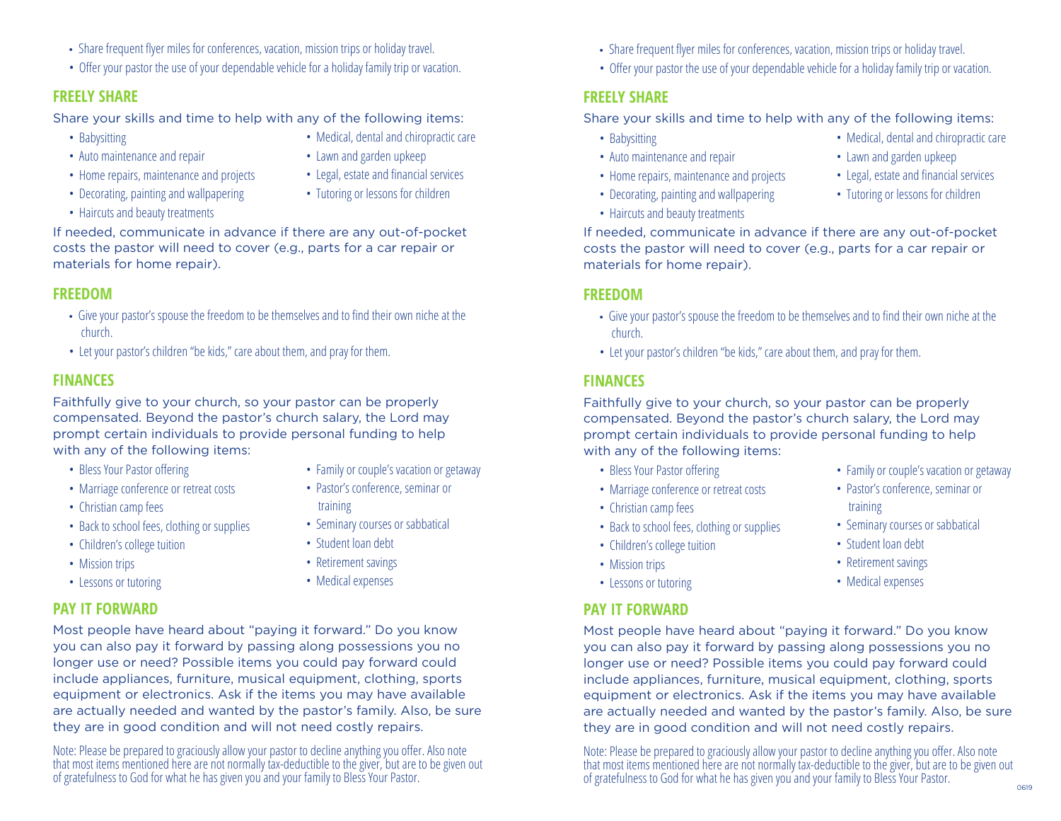- Share frequent flyer miles for conferences, vacation, mission trips or holiday travel.
- Offer your pastor the use of your dependable vehicle for a holiday family trip or vacation.

## FREELY SHARE

Share your skills and time to help with any of the following items:

- Babysitting
- Auto maintenance and repair
- Home repairs, maintenance and projects
- Decorating, painting and wallpapering
- Haircuts and beauty treatments
- Medical, dental and chiropractic care
- Lawn and garden upkeep
- Legal, estate and financial services
- Tutoring or lessons for children

If needed, communicate in advance if there are any out-of-pocket costs the pastor will need to cover (e.g., parts for a car repair or materials for home repair).

## FREEDOM

- Give your pastor's spouse the freedom to be themselves and to find their own niche at the church.
- Let your pastor's children "be kids," care about them, and pray for them.

## FINANCES

Faithfully give to your church, so your pastor can be properly compensated. Beyond the pastor's church salary, the Lord may prompt certain individuals to provide personal funding to help with any of the following items:

- Bless Your Pastor offering
- Marriage conference or retreat costs
- Christian camp fees
- Back to school fees, clothing or supplies
- Children's college tuition
- Mission trips
- Lessons or tutoring
- Family or couple's vacation or getaway
- Pastor's conference, seminar or training
- Seminary courses or sabbatical
- Student loan debt
- Retirement savings
- Medical expenses

## PAY IT FORWARD

Most people have heard about "paying it forward." Do you know you can also pay it forward by passing along possessions you no longer use or need? Possible items you could pay forward could include appliances, furniture, musical equipment, clothing, sports equipment or electronics. Ask if the items you may have available are actually needed and wanted by the pastor's family. Also, be sure they are in good condition and will not need costly repairs.

Note: Please be prepared to graciously allow your pastor to decline anything you offer. Also note that most items mentioned here are not normally tax-deductible to the giver, but are to be given out of gratefulness to God for what he has given you and your family to Bless Your Pastor.

- Share frequent flyer miles for conferences, vacation, mission trips or holiday travel.
- Offer your pastor the use of your dependable vehicle for a holiday family trip or vacation.

## FREELY SHARE

Share your skills and time to help with any of the following items:

- Babysitting
- Auto maintenance and repair
- Home repairs, maintenance and projects
- Decorating, painting and wallpapering
- Haircuts and beauty treatments
- Medical, dental and chiropractic care
- Lawn and garden upkeep
- Legal, estate and financial services
- Tutoring or lessons for children

If needed, communicate in advance if there are any out-of-pocket costs the pastor will need to cover (e.g., parts for a car repair or materials for home repair).

## FREEDOM

- Give your pastor's spouse the freedom to be themselves and to find their own niche at the church.
- Let your pastor's children "be kids," care about them, and pray for them.

## FINANCES

Faithfully give to your church, so your pastor can be properly compensated. Beyond the pastor's church salary, the Lord may prompt certain individuals to provide personal funding to help with any of the following items:

- Bless Your Pastor offering
- Marriage conference or retreat costs
- Christian camp fees
- Back to school fees, clothing or supplies
- Children's college tuition
- Mission trips
- Lessons or tutoring
- Family or couple's vacation or getaway
- Pastor's conference, seminar or training
- Seminary courses or sabbatical
- Student loan debt
- Retirement savings
- Medical expenses

## PAY IT FORWARD

Most people have heard about "paying it forward." Do you know you can also pay it forward by passing along possessions you no longer use or need? Possible items you could pay forward could include appliances, furniture, musical equipment, clothing, sports equipment or electronics. Ask if the items you may have available are actually needed and wanted by the pastor's family. Also, be sure they are in good condition and will not need costly repairs.

Note: Please be prepared to graciously allow your pastor to decline anything you offer. Also note that most items mentioned here are not normally tax-deductible to the giver, but are to be given out of gratefulness to God for what he has given you and your family to Bless Your Pastor.